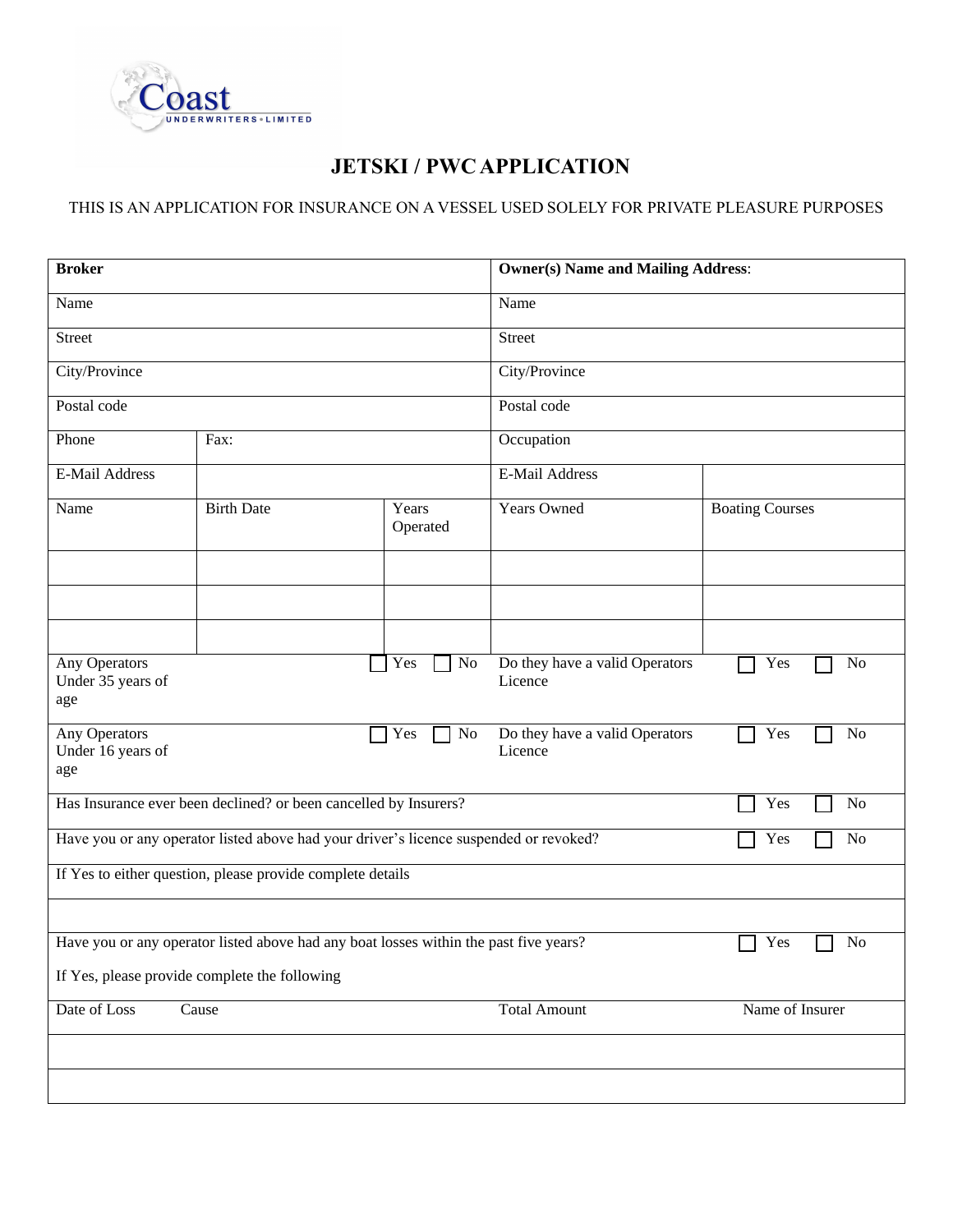Coast UNDERWRITERS LIMITED

# JETSKI / PWC APPLICATION

THIS IS AN APPLICATION FOR INSURANCE ON A VESSEL USED SOLELY FOR PRIVATE PLEASURE PURPOSES

| | | | | |
|---|---|---|---|---|
| **Broker** | | | **Owner(s) Name and Mailing Address**: | |
| Name | | | Name | |
| Street | | | Street | |
| City/Province | | | City/Province | |
| Postal code | | | Postal code | |
| Phone | Fax: | | Occupation | |
| E-Mail Address | | | E-Mail Address | |
| Name | Birth Date | Years Operated | Years Owned | Boating Courses |
| | | | | |
| | | | | |
| | | | | |
| Any Operators Under 35 years of age | | ☐ Yes ☐ No | Do they have a valid Operators Licence | ☐ Yes ☐ No |
| Any Operators Under 16 years of age | | ☐ Yes ☐ No | Do they have a valid Operators Licence | ☐ Yes ☐ No |
| Has Insurance ever been declined? or been cancelled by Insurers? | | | | ☐ Yes ☐ No |
| Have you or any operator listed above had your driver's licence suspended or revoked? | | | | ☐ Yes ☐ No |
| If Yes to either question, please provide complete details | | | | |
| | | | | |
| Have you or any operator listed above had any boat losses within the past five years? | | | | ☐ Yes ☐ No |
| If Yes, please provide complete the following | | | | |
| Date of Loss | Cause | | Total Amount | Name of Insurer |
| | | | | |
| | | | | |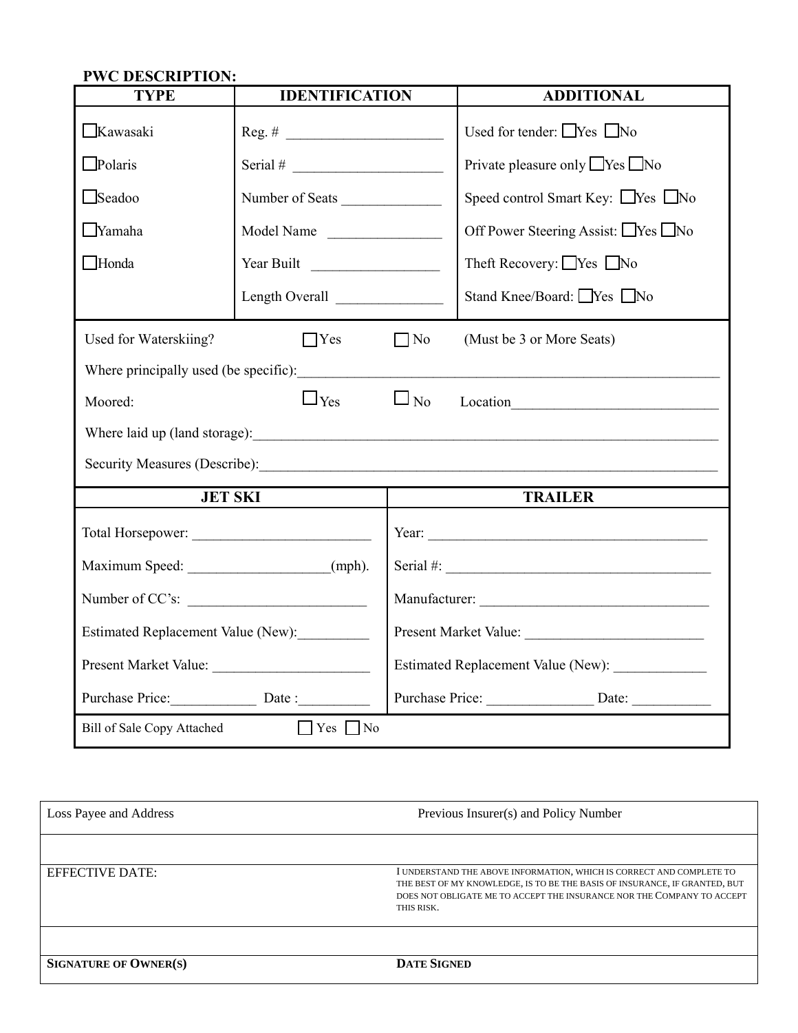**PWC DESCRIPTION:**

| TYPE | IDENTIFICATION | ADDITIONAL |
|---|---|---|
| ☐Kawasaki | Reg. # ______________________ | Used for tender: ☐Yes ☐No |
| ☐Polaris | Serial # ____________________ | Private pleasure only ☐Yes ☐No |
| ☐Seadoo | Number of Seats _____________ | Speed control Smart Key: ☐Yes ☐No |
| ☐Yamaha | Model Name _______________ | Off Power Steering Assist: ☐Yes ☐No |
| ☐Honda | Year Built _________________ | Theft Recovery: ☐Yes ☐No |
| | Length Overall ______________ | Stand Knee/Board: ☐Yes ☐No |

Used for Waterskiing? ☐Yes ☐No (Must be 3 or More Seats)

Where principally used (be specific):____________________________________________________________

Moored: ☐Yes ☐No Location____________________________

Where laid up (land storage):____________________________________________________________________

Security Measures (Describe):___________________________________________________________________

| JET SKI | TRAILER |
|---|---|
| Total Horsepower: _________________________ | Year: ________________________________________ |
| Maximum Speed: ___________________(mph). | Serial #: ____________________________________ |
| Number of CC's: ________________________ | Manufacturer: _______________________________ |
| Estimated Replacement Value (New):__________ | Present Market Value: ________________________ |
| Present Market Value: _____________________ | Estimated Replacement Value (New): ____________ |
| Purchase Price:____________ Date :__________ | Purchase Price: _______________ Date: ___________ |
| Bill of Sale Copy Attached ☐ Yes ☐ No | |

| | |
|---|---|
| Loss Payee and Address | Previous Insurer(s) and Policy Number |
| | |
| EFFECTIVE DATE: | I UNDERSTAND THE ABOVE INFORMATION, WHICH IS CORRECT AND COMPLETE TO THE BEST OF MY KNOWLEDGE, IS TO BE THE BASIS OF INSURANCE, IF GRANTED, BUT DOES NOT OBLIGATE ME TO ACCEPT THE INSURANCE NOR THE COMPANY TO ACCEPT THIS RISK. |
| | |
| **SIGNATURE OF OWNER(S)** | **DATE SIGNED** |